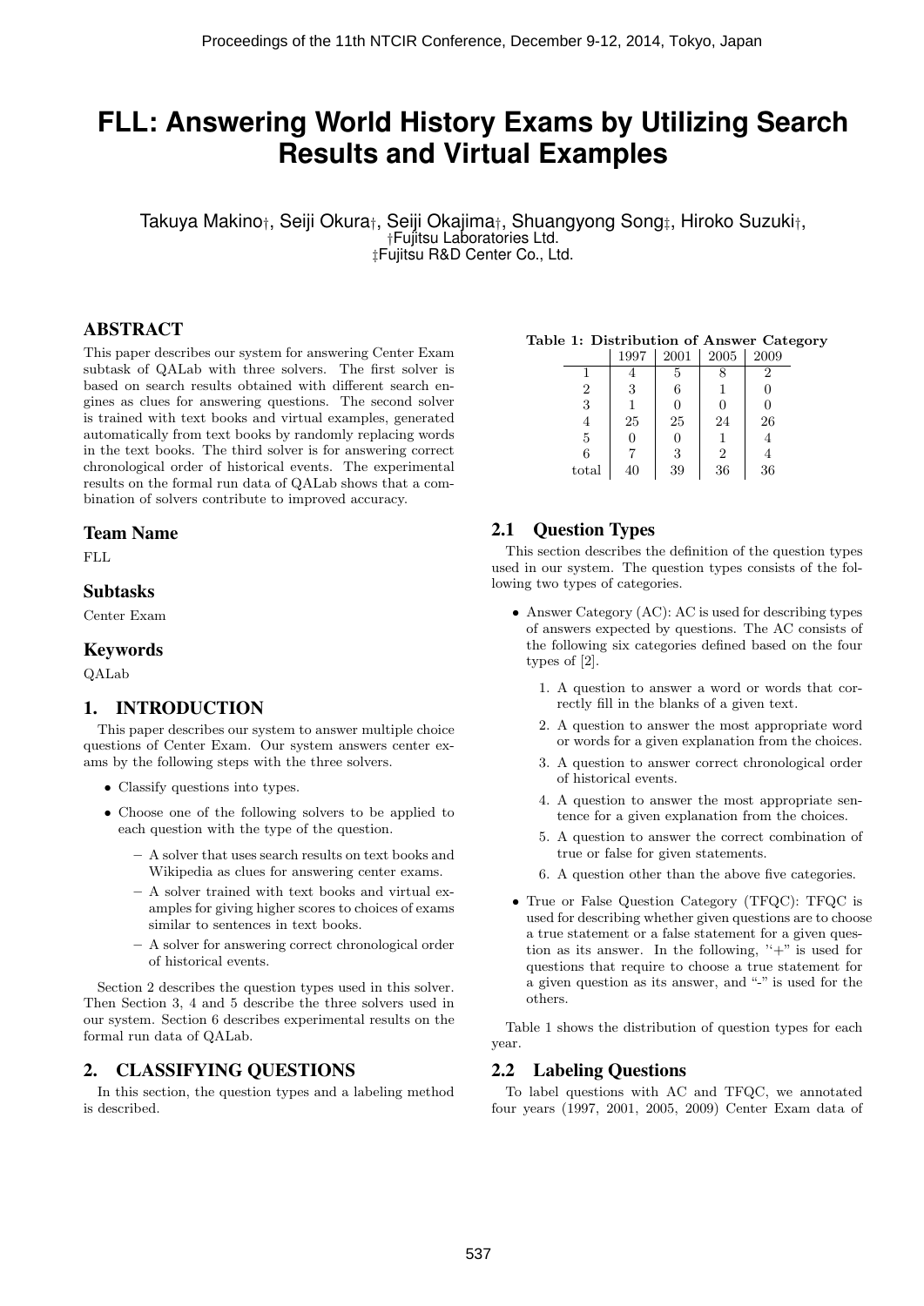# FLL: Answering World History Exams by Utilizing Search Results and Virtual Examples

Takuya Makino†, Seiji Okura†, Seiji Okajima†, Shuangyong Song‡, Hiroko Suzuki†,
†Fujitsu Laboratories Ltd.
‡Fujitsu R&D Center Co., Ltd.

## ABSTRACT

This paper describes our system for answering Center Exam subtask of QALab with three solvers. The first solver is based on search results obtained with different search engines as clues for answering questions. The second solver is trained with text books and virtual examples, generated automatically from text books by randomly replacing words in the text books. The third solver is for answering correct chronological order of historical events. The experimental results on the formal run data of QALab shows that a combination of solvers contribute to improved accuracy.

## Team Name

FLL

## Subtasks

Center Exam

## Keywords

QALab

## 1. INTRODUCTION

This paper describes our system to answer multiple choice questions of Center Exam. Our system answers center exams by the following steps with the three solvers.

- Classify questions into types.
- Choose one of the following solvers to be applied to each question with the type of the question.
  - A solver that uses search results on text books and Wikipedia as clues for answering center exams.
  - A solver trained with text books and virtual examples for giving higher scores to choices of exams similar to sentences in text books.
  - A solver for answering correct chronological order of historical events.

Section 2 describes the question types used in this solver. Then Section 3, 4 and 5 describe the three solvers used in our system. Section 6 describes experimental results on the formal run data of QALab.

## 2. CLASSIFYING QUESTIONS

In this section, the question types and a labeling method is described.

**Table 1: Distribution of Answer Category**

| | 1997 | 2001 | 2005 | 2009 |
|---|---|---|---|---|
| 1 | 4 | 5 | 8 | 2 |
| 2 | 3 | 6 | 1 | 0 |
| 3 | 1 | 0 | 0 | 0 |
| 4 | 25 | 25 | 24 | 26 |
| 5 | 0 | 0 | 1 | 4 |
| 6 | 7 | 3 | 2 | 4 |
| total | 40 | 39 | 36 | 36 |

### 2.1 Question Types

This section describes the definition of the question types used in our system. The question types consists of the following two types of categories.

- Answer Category (AC): AC is used for describing types of answers expected by questions. The AC consists of the following six categories defined based on the four types of [2].
  1. A question to answer a word or words that correctly fill in the blanks of a given text.
  2. A question to answer the most appropriate word or words for a given explanation from the choices.
  3. A question to answer correct chronological order of historical events.
  4. A question to answer the most appropriate sentence for a given explanation from the choices.
  5. A question to answer the correct combination of true or false for given statements.
  6. A question other than the above five categories.
- True or False Question Category (TFQC): TFQC is used for describing whether given questions are to choose a true statement or a false statement for a given question as its answer. In the following, "+" is used for questions that require to choose a true statement for a given question as its answer, and "-" is used for the others.

Table 1 shows the distribution of question types for each year.

### 2.2 Labeling Questions

To label questions with AC and TFQC, we annotated four years (1997, 2001, 2005, 2009) Center Exam data of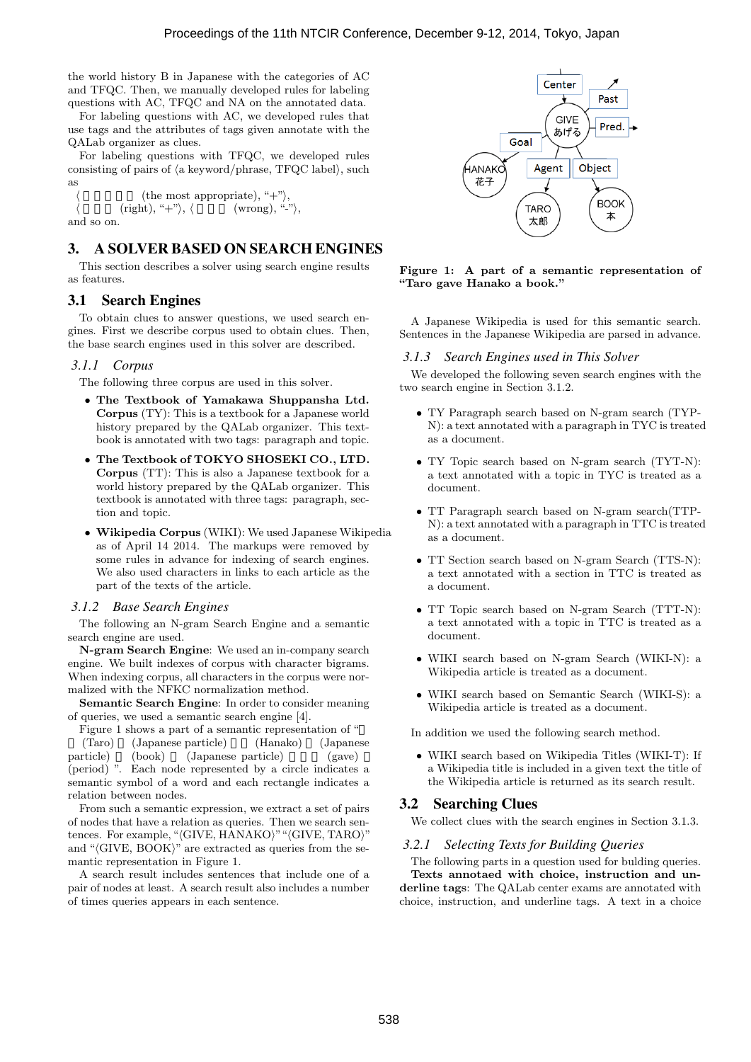the world history B in Japanese with the categories of AC and TFQC. Then, we manually developed rules for labeling questions with AC, TFQC and NA on the annotated data.

For labeling questions with AC, we developed rules that use tags and the attributes of tags given annotate with the QALab organizer as clues.

For labeling questions with TFQC, we developed rules consisting of pairs of ⟨a keyword/phrase, TFQC label⟩, such as

⟨ (the most appropriate), "+"⟩,
⟨ (right), "+"⟩, ⟨ (wrong), "-"⟩,
and so on.

## 3. A SOLVER BASED ON SEARCH ENGINES

This section describes a solver using search engine results as features.

### 3.1 Search Engines

To obtain clues to answer questions, we used search engines. First we describe corpus used to obtain clues. Then, the base search engines used in this solver are described.

#### 3.1.1 Corpus

The following three corpus are used in this solver.

- **The Textbook of Yamakawa Shuppansha Ltd. Corpus** (TY): This is a textbook for a Japanese world history prepared by the QALab organizer. This textbook is annotated with two tags: paragraph and topic.
- **The Textbook of TOKYO SHOSEKI CO., LTD. Corpus** (TT): This is also a Japanese textbook for a world history prepared by the QALab organizer. This textbook is annotated with three tags: paragraph, section and topic.
- **Wikipedia Corpus** (WIKI): We used Japanese Wikipedia as of April 14 2014. The markups were removed by some rules in advance for indexing of search engines. We also used characters in links to each article as the part of the texts of the article.

#### 3.1.2 Base Search Engines

The following an N-gram Search Engine and a semantic search engine are used.

**N-gram Search Engine**: We used an in-company search engine. We built indexes of corpus with character bigrams. When indexing corpus, all characters in the corpus were normalized with the NFKC normalization method.

**Semantic Search Engine**: In order to consider meaning of queries, we used a semantic search engine [4].

Figure 1 shows a part of a semantic representation of " (Taro) (Japanese particle) (Hanako) (Japanese particle) (book) (Japanese particle) (gave) (period) ". Each node represented by a circle indicates a semantic symbol of a word and each rectangle indicates a relation between nodes.

From such a semantic expression, we extract a set of pairs of nodes that have a relation as queries. Then we search sentences. For example, "⟨GIVE, HANAKO⟩" "⟨GIVE, TARO⟩" and "⟨GIVE, BOOK⟩" are extracted as queries from the semantic representation in Figure 1.

A search result includes sentences that include one of a pair of nodes at least. A search result also includes a number of times queries appears in each sentence.

**Figure 1: A part of a semantic representation of "Taro gave Hanako a book."**

A Japanese Wikipedia is used for this semantic search. Sentences in the Japanese Wikipedia are parsed in advance.

#### 3.1.3 Search Engines used in This Solver

We developed the following seven search engines with the two search engine in Section 3.1.2.

- TY Paragraph search based on N-gram search (TYP-N): a text annotated with a paragraph in TYC is treated as a document.
- TY Topic search based on N-gram search (TYT-N): a text annotated with a topic in TYC is treated as a document.
- TT Paragraph search based on N-gram search(TTP-N): a text annotated with a paragraph in TTC is treated as a document.
- TT Section search based on N-gram Search (TTS-N): a text annotated with a section in TTC is treated as a document.
- TT Topic search based on N-gram Search (TTT-N): a text annotated with a topic in TTC is treated as a document.
- WIKI search based on N-gram Search (WIKI-N): a Wikipedia article is treated as a document.
- WIKI search based on Semantic Search (WIKI-S): a Wikipedia article is treated as a document.

In addition we used the following search method.

- WIKI search based on Wikipedia Titles (WIKI-T): If a Wikipedia title is included in a given text the title of the Wikipedia article is returned as its search result.

### 3.2 Searching Clues

We collect clues with the search engines in Section 3.1.3.

#### 3.2.1 Selecting Texts for Building Queries

The following parts in a question used for bulding queries.

**Texts annotaed with choice, instruction and underline tags**: The QALab center exams are annotated with choice, instruction, and underline tags. A text in a choice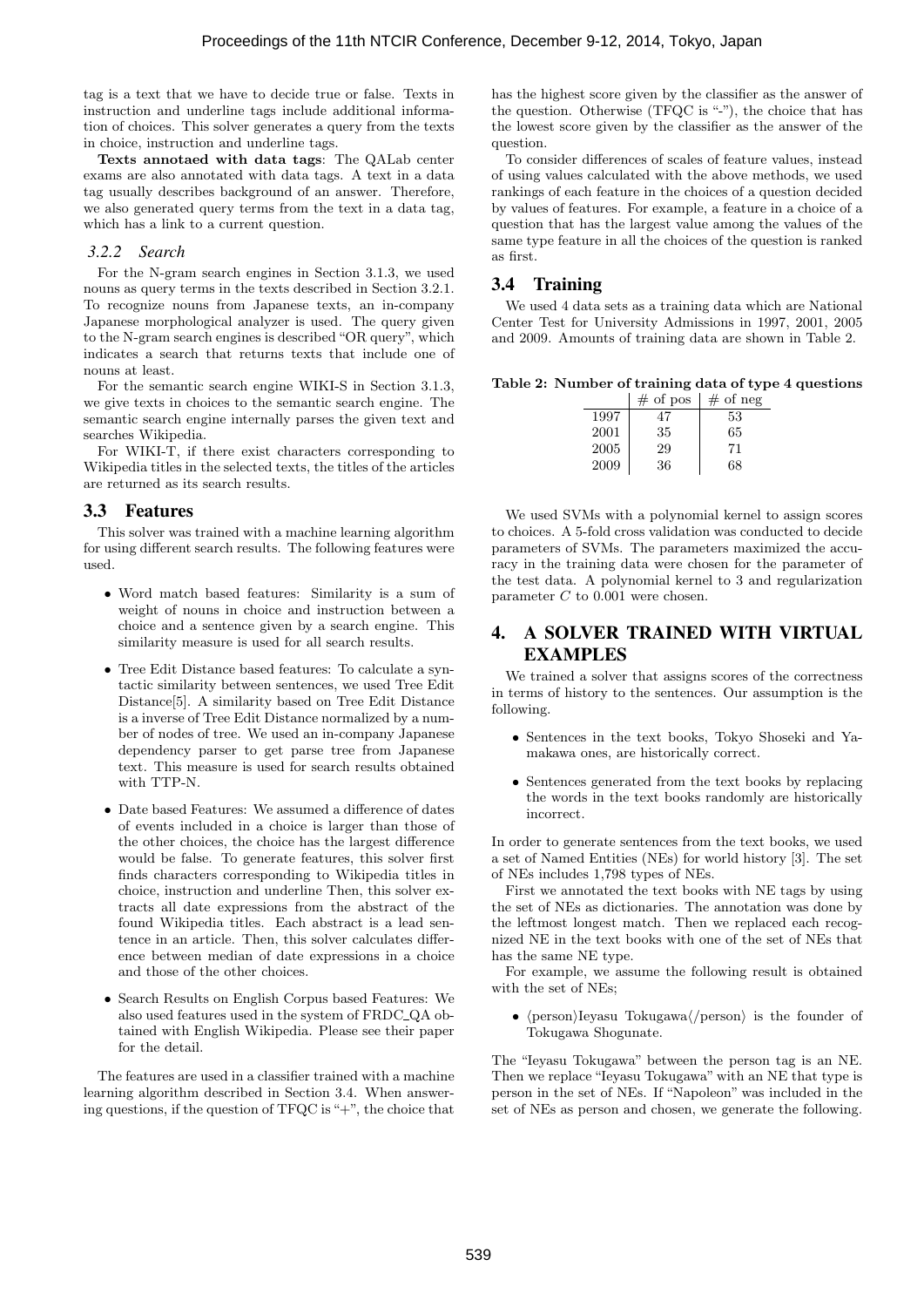tag is a text that we have to decide true or false. Texts in instruction and underline tags include additional information of choices. This solver generates a query from the texts in choice, instruction and underline tags.

**Texts annotaed with data tags**: The QALab center exams are also annotated with data tags. A text in a data tag usually describes background of an answer. Therefore, we also generated query terms from the text in a data tag, which has a link to a current question.

### *3.2.2 Search*

For the N-gram search engines in Section 3.1.3, we used nouns as query terms in the texts described in Section 3.2.1. To recognize nouns from Japanese texts, an in-company Japanese morphological analyzer is used. The query given to the N-gram search engines is described "OR query", which indicates a search that returns texts that include one of nouns at least.

For the semantic search engine WIKI-S in Section 3.1.3, we give texts in choices to the semantic search engine. The semantic search engine internally parses the given text and searches Wikipedia.

For WIKI-T, if there exist characters corresponding to Wikipedia titles in the selected texts, the titles of the articles are returned as its search results.

## 3.3 Features

This solver was trained with a machine learning algorithm for using different search results. The following features were used.

- Word match based features: Similarity is a sum of weight of nouns in choice and instruction between a choice and a sentence given by a search engine. This similarity measure is used for all search results.
- Tree Edit Distance based features: To calculate a syntactic similarity between sentences, we used Tree Edit Distance[5]. A similarity based on Tree Edit Distance is a inverse of Tree Edit Distance normalized by a number of nodes of tree. We used an in-company Japanese dependency parser to get parse tree from Japanese text. This measure is used for search results obtained with TTP-N.
- Date based Features: We assumed a difference of dates of events included in a choice is larger than those of the other choices, the choice has the largest difference would be false. To generate features, this solver first finds characters corresponding to Wikipedia titles in choice, instruction and underline Then, this solver extracts all date expressions from the abstract of the found Wikipedia titles. Each abstract is a lead sentence in an article. Then, this solver calculates difference between median of date expressions in a choice and those of the other choices.
- Search Results on English Corpus based Features: We also used features used in the system of FRDC_QA obtained with English Wikipedia. Please see their paper for the detail.

The features are used in a classifier trained with a machine learning algorithm described in Section 3.4. When answering questions, if the question of TFQC is "+", the choice that has the highest score given by the classifier as the answer of the question. Otherwise (TFQC is "-"), the choice that has the lowest score given by the classifier as the answer of the question.

To consider differences of scales of feature values, instead of using values calculated with the above methods, we used rankings of each feature in the choices of a question decided by values of features. For example, a feature in a choice of a question that has the largest value among the values of the same type feature in all the choices of the question is ranked as first.

## 3.4 Training

We used 4 data sets as a training data which are National Center Test for University Admissions in 1997, 2001, 2005 and 2009. Amounts of training data are shown in Table 2.

**Table 2: Number of training data of type 4 questions**

| | # of pos | # of neg |
|---|---|---|
| 1997 | 47 | 53 |
| 2001 | 35 | 65 |
| 2005 | 29 | 71 |
| 2009 | 36 | 68 |

We used SVMs with a polynomial kernel to assign scores to choices. A 5-fold cross validation was conducted to decide parameters of SVMs. The parameters maximized the accuracy in the training data were chosen for the parameter of the test data. A polynomial kernel to 3 and regularization parameter $C$ to 0.001 were chosen.

# 4. A SOLVER TRAINED WITH VIRTUAL EXAMPLES

We trained a solver that assigns scores of the correctness in terms of history to the sentences. Our assumption is the following.

- Sentences in the text books, Tokyo Shoseki and Yamakawa ones, are historically correct.
- Sentences generated from the text books by replacing the words in the text books randomly are historically incorrect.

In order to generate sentences from the text books, we used a set of Named Entities (NEs) for world history [3]. The set of NEs includes 1,798 types of NEs.

First we annotated the text books with NE tags by using the set of NEs as dictionaries. The annotation was done by the leftmost longest match. Then we replaced each recognized NE in the text books with one of the set of NEs that has the same NE type.

For example, we assume the following result is obtained with the set of NEs;

- ⟨person⟩Ieyasu Tokugawa⟨/person⟩ is the founder of Tokugawa Shogunate.

The "Ieyasu Tokugawa" between the person tag is an NE. Then we replace "Ieyasu Tokugawa" with an NE that type is person in the set of NEs. If "Napoleon" was included in the set of NEs as person and chosen, we generate the following.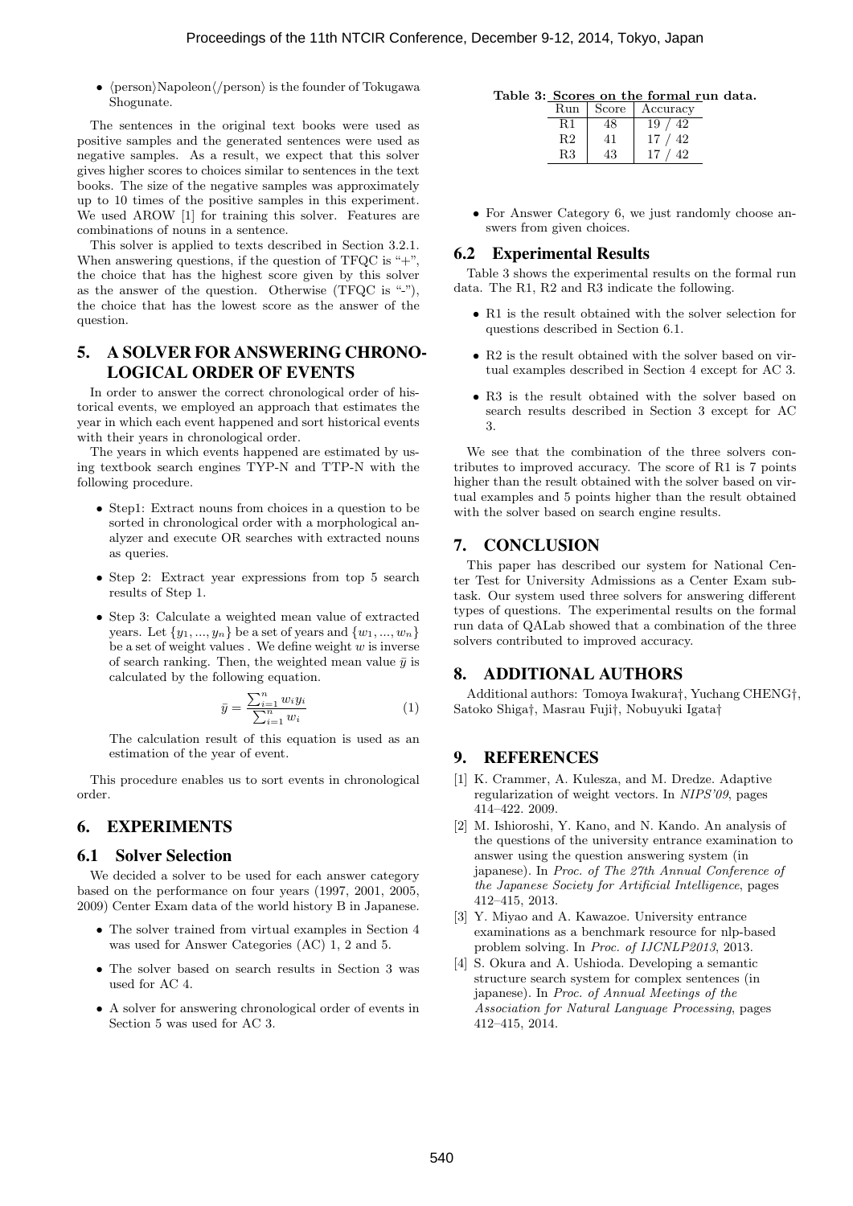- ⟨person⟩Napoleon⟨/person⟩ is the founder of Tokugawa Shogunate.

The sentences in the original text books were used as positive samples and the generated sentences were used as negative samples. As a result, we expect that this solver gives higher scores to choices similar to sentences in the text books. The size of the negative samples was approximately up to 10 times of the positive samples in this experiment. We used AROW [1] for training this solver. Features are combinations of nouns in a sentence.

This solver is applied to texts described in Section 3.2.1. When answering questions, if the question of TFQC is "+", the choice that has the highest score given by this solver as the answer of the question. Otherwise (TFQC is "-"), the choice that has the lowest score as the answer of the question.

## 5. A SOLVER FOR ANSWERING CHRONOLOGICAL ORDER OF EVENTS

In order to answer the correct chronological order of historical events, we employed an approach that estimates the year in which each event happened and sort historical events with their years in chronological order.

The years in which events happened are estimated by using textbook search engines TYP-N and TTP-N with the following procedure.

- Step1: Extract nouns from choices in a question to be sorted in chronological order with a morphological analyzer and execute OR searches with extracted nouns as queries.
- Step 2: Extract year expressions from top 5 search results of Step 1.
- Step 3: Calculate a weighted mean value of extracted years. Let $\{y_1, ..., y_n\}$ be a set of years and $\{w_1, ..., w_n\}$ be a set of weight values . We define weight $w$ is inverse of search ranking. Then, the weighted mean value $\bar{y}$ is calculated by the following equation.

$$\bar{y} = \frac{\sum_{i=1}^{n} w_i y_i}{\sum_{i=1}^{n} w_i} \quad (1)$$

The calculation result of this equation is used as an estimation of the year of event.

This procedure enables us to sort events in chronological order.

## 6. EXPERIMENTS

### 6.1 Solver Selection

We decided a solver to be used for each answer category based on the performance on four years (1997, 2001, 2005, 2009) Center Exam data of the world history B in Japanese.

- The solver trained from virtual examples in Section 4 was used for Answer Categories (AC) 1, 2 and 5.
- The solver based on search results in Section 3 was used for AC 4.
- A solver for answering chronological order of events in Section 5 was used for AC 3.
- For Answer Category 6, we just randomly choose answers from given choices.

**Table 3: Scores on the formal run data.**

| Run | Score | Accuracy |
|---|---|---|
| R1 | 48 | 19 / 42 |
| R2 | 41 | 17 / 42 |
| R3 | 43 | 17 / 42 |

### 6.2 Experimental Results

Table 3 shows the experimental results on the formal run data. The R1, R2 and R3 indicate the following.

- R1 is the result obtained with the solver selection for questions described in Section 6.1.
- R2 is the result obtained with the solver based on virtual examples described in Section 4 except for AC 3.
- R3 is the result obtained with the solver based on search results described in Section 3 except for AC 3.

We see that the combination of the three solvers contributes to improved accuracy. The score of R1 is 7 points higher than the result obtained with the solver based on virtual examples and 5 points higher than the result obtained with the solver based on search engine results.

## 7. CONCLUSION

This paper has described our system for National Center Test for University Admissions as a Center Exam subtask. Our system used three solvers for answering different types of questions. The experimental results on the formal run data of QALab showed that a combination of the three solvers contributed to improved accuracy.

## 8. ADDITIONAL AUTHORS

Additional authors: Tomoya Iwakura†, Yuchang CHENG†, Satoko Shiga†, Masrau Fuji†, Nobuyuki Igata†

## 9. REFERENCES

[1] K. Crammer, A. Kulesza, and M. Dredze. Adaptive regularization of weight vectors. In *NIPS'09*, pages 414–422. 2009.

[2] M. Ishioroshi, Y. Kano, and N. Kando. An analysis of the questions of the university entrance examination to answer using the question answering system (in japanese). In *Proc. of The 27th Annual Conference of the Japanese Society for Artificial Intelligence*, pages 412–415, 2013.

[3] Y. Miyao and A. Kawazoe. University entrance examinations as a benchmark resource for nlp-based problem solving. In *Proc. of IJCNLP2013*, 2013.

[4] S. Okura and A. Ushioda. Developing a semantic structure search system for complex sentences (in japanese). In *Proc. of Annual Meetings of the Association for Natural Language Processing*, pages 412–415, 2014.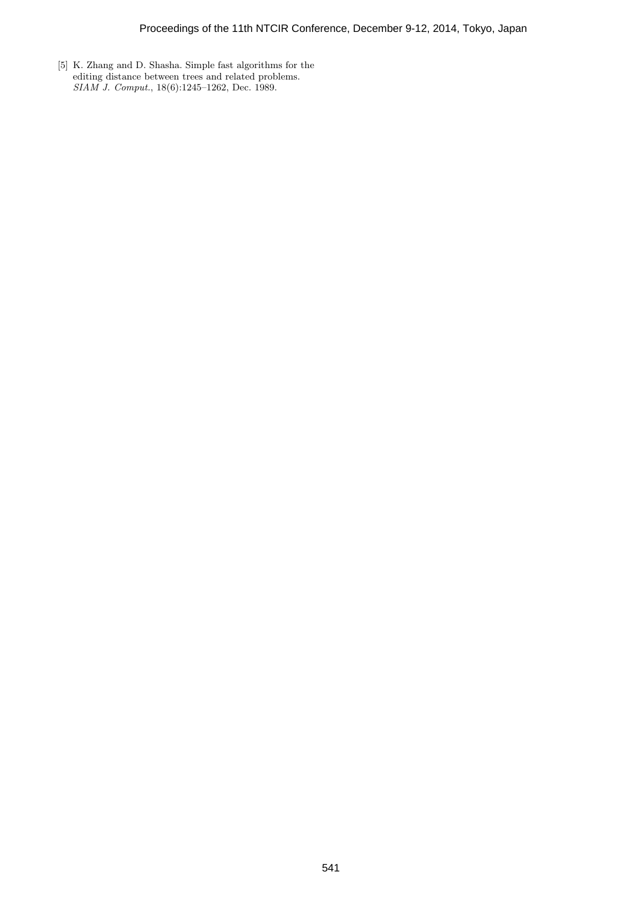[5] K. Zhang and D. Shasha. Simple fast algorithms for the editing distance between trees and related problems. *SIAM J. Comput.*, 18(6):1245–1262, Dec. 1989.